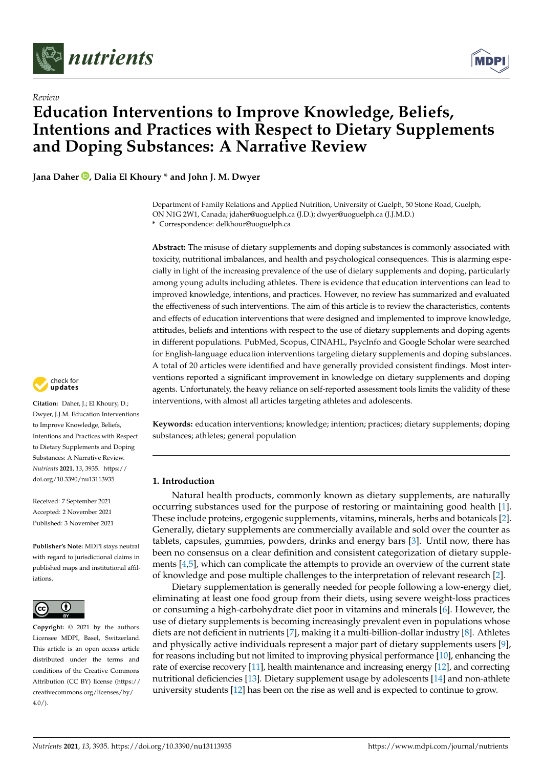*Review*

# Education Interventions to Improve Knowledge, Beliefs, Intentions and Practices with Respect to Dietary Supplements and Doping Substances: A Narrative Review

**Jana Daher, Dalia El Khoury * and John J. M. Dwyer**

Department of Family Relations and Applied Nutrition, University of Guelph, 50 Stone Road, Guelph, ON N1G 2W1, Canada; jdaher@uoguelph.ca (J.D.); dwyer@uoguelph.ca (J.J.M.D.)
* Correspondence: delkhour@uoguelph.ca

**Abstract:** The misuse of dietary supplements and doping substances is commonly associated with toxicity, nutritional imbalances, and health and psychological consequences. This is alarming especially in light of the increasing prevalence of the use of dietary supplements and doping, particularly among young adults including athletes. There is evidence that education interventions can lead to improved knowledge, intentions, and practices. However, no review has summarized and evaluated the effectiveness of such interventions. The aim of this article is to review the characteristics, contents and effects of education interventions that were designed and implemented to improve knowledge, attitudes, beliefs and intentions with respect to the use of dietary supplements and doping agents in different populations. PubMed, Scopus, CINAHL, PsycInfo and Google Scholar were searched for English-language education interventions targeting dietary supplements and doping substances. A total of 20 articles were identified and have generally provided consistent findings. Most interventions reported a significant improvement in knowledge on dietary supplements and doping agents. Unfortunately, the heavy reliance on self-reported assessment tools limits the validity of these interventions, with almost all articles targeting athletes and adolescents.

**Keywords:** education interventions; knowledge; intention; practices; dietary supplements; doping substances; athletes; general population

**Citation:** Daher, J.; El Khoury, D.; Dwyer, J.J.M. Education Interventions to Improve Knowledge, Beliefs, Intentions and Practices with Respect to Dietary Supplements and Doping Substances: A Narrative Review. *Nutrients* **2021**, *13*, 3935. https://doi.org/10.3390/nu13113935

Received: 7 September 2021
Accepted: 2 November 2021
Published: 3 November 2021

**Publisher's Note:** MDPI stays neutral with regard to jurisdictional claims in published maps and institutional affiliations.

**Copyright:** © 2021 by the authors. Licensee MDPI, Basel, Switzerland. This article is an open access article distributed under the terms and conditions of the Creative Commons Attribution (CC BY) license (https://creativecommons.org/licenses/by/4.0/).

## 1. Introduction

Natural health products, commonly known as dietary supplements, are naturally occurring substances used for the purpose of restoring or maintaining good health [1]. These include proteins, ergogenic supplements, vitamins, minerals, herbs and botanicals [2]. Generally, dietary supplements are commercially available and sold over the counter as tablets, capsules, gummies, powders, drinks and energy bars [3]. Until now, there has been no consensus on a clear definition and consistent categorization of dietary supplements [4,5], which can complicate the attempts to provide an overview of the current state of knowledge and pose multiple challenges to the interpretation of relevant research [2].

Dietary supplementation is generally needed for people following a low-energy diet, eliminating at least one food group from their diets, using severe weight-loss practices or consuming a high-carbohydrate diet poor in vitamins and minerals [6]. However, the use of dietary supplements is becoming increasingly prevalent even in populations whose diets are not deficient in nutrients [7], making it a multi-billion-dollar industry [8]. Athletes and physically active individuals represent a major part of dietary supplements users [9], for reasons including but not limited to improving physical performance [10], enhancing the rate of exercise recovery [11], health maintenance and increasing energy [12], and correcting nutritional deficiencies [13]. Dietary supplement usage by adolescents [14] and non-athlete university students [12] has been on the rise as well and is expected to continue to grow.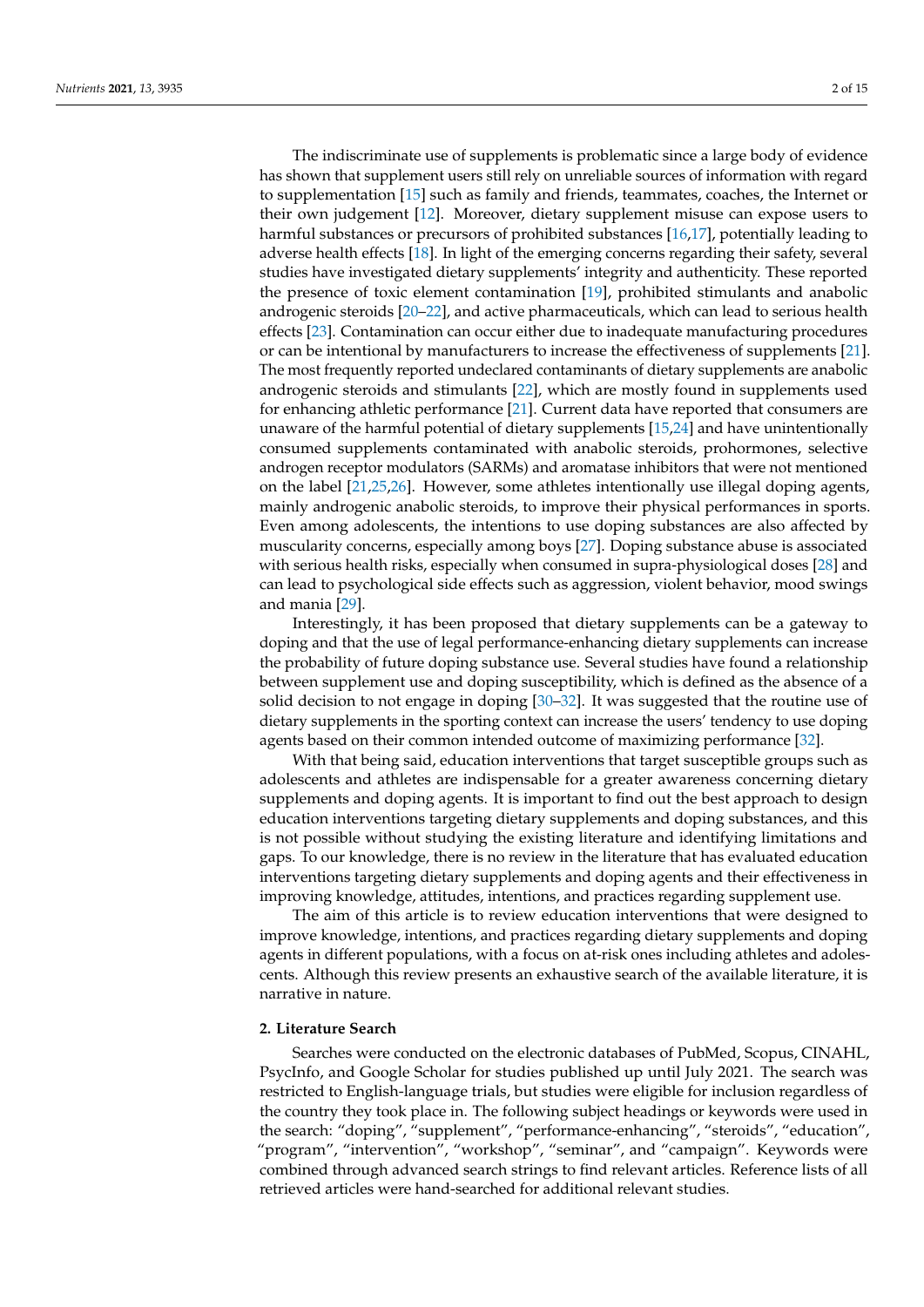The indiscriminate use of supplements is problematic since a large body of evidence has shown that supplement users still rely on unreliable sources of information with regard to supplementation [15] such as family and friends, teammates, coaches, the Internet or their own judgement [12]. Moreover, dietary supplement misuse can expose users to harmful substances or precursors of prohibited substances [16,17], potentially leading to adverse health effects [18]. In light of the emerging concerns regarding their safety, several studies have investigated dietary supplements' integrity and authenticity. These reported the presence of toxic element contamination [19], prohibited stimulants and anabolic androgenic steroids [20–22], and active pharmaceuticals, which can lead to serious health effects [23]. Contamination can occur either due to inadequate manufacturing procedures or can be intentional by manufacturers to increase the effectiveness of supplements [21]. The most frequently reported undeclared contaminants of dietary supplements are anabolic androgenic steroids and stimulants [22], which are mostly found in supplements used for enhancing athletic performance [21]. Current data have reported that consumers are unaware of the harmful potential of dietary supplements [15,24] and have unintentionally consumed supplements contaminated with anabolic steroids, prohormones, selective androgen receptor modulators (SARMs) and aromatase inhibitors that were not mentioned on the label [21,25,26]. However, some athletes intentionally use illegal doping agents, mainly androgenic anabolic steroids, to improve their physical performances in sports. Even among adolescents, the intentions to use doping substances are also affected by muscularity concerns, especially among boys [27]. Doping substance abuse is associated with serious health risks, especially when consumed in supra-physiological doses [28] and can lead to psychological side effects such as aggression, violent behavior, mood swings and mania [29].

Interestingly, it has been proposed that dietary supplements can be a gateway to doping and that the use of legal performance-enhancing dietary supplements can increase the probability of future doping substance use. Several studies have found a relationship between supplement use and doping susceptibility, which is defined as the absence of a solid decision to not engage in doping [30–32]. It was suggested that the routine use of dietary supplements in the sporting context can increase the users' tendency to use doping agents based on their common intended outcome of maximizing performance [32].

With that being said, education interventions that target susceptible groups such as adolescents and athletes are indispensable for a greater awareness concerning dietary supplements and doping agents. It is important to find out the best approach to design education interventions targeting dietary supplements and doping substances, and this is not possible without studying the existing literature and identifying limitations and gaps. To our knowledge, there is no review in the literature that has evaluated education interventions targeting dietary supplements and doping agents and their effectiveness in improving knowledge, attitudes, intentions, and practices regarding supplement use.

The aim of this article is to review education interventions that were designed to improve knowledge, intentions, and practices regarding dietary supplements and doping agents in different populations, with a focus on at-risk ones including athletes and adolescents. Although this review presents an exhaustive search of the available literature, it is narrative in nature.

## 2. Literature Search

Searches were conducted on the electronic databases of PubMed, Scopus, CINAHL, PsycInfo, and Google Scholar for studies published up until July 2021. The search was restricted to English-language trials, but studies were eligible for inclusion regardless of the country they took place in. The following subject headings or keywords were used in the search: "doping", "supplement", "performance-enhancing", "steroids", "education", "program", "intervention", "workshop", "seminar", and "campaign". Keywords were combined through advanced search strings to find relevant articles. Reference lists of all retrieved articles were hand-searched for additional relevant studies.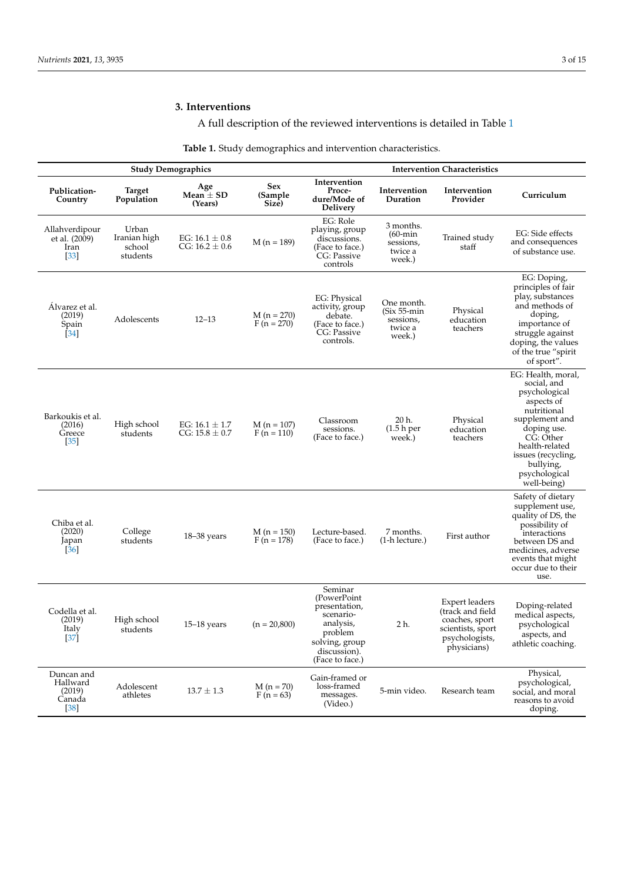## 3. Interventions

A full description of the reviewed interventions is detailed in Table 1

**Table 1.** Study demographics and intervention characteristics.

| Study Demographics | | | | Intervention Characteristics | | | |
|---|---|---|---|---|---|---|---|
| **Publication-Country** | **Target Population** | **Age Mean ± SD (Years)** | **Sex (Sample Size)** | **Intervention Procedure/Mode of Delivery** | **Intervention Duration** | **Intervention Provider** | **Curriculum** |
| Allahverdipour et al. (2009) Iran [33] | Urban Iranian high school students | EG: 16.1 ± 0.8 CG: 16.2 ± 0.6 | M (n = 189) | EG: Role playing, group discussions. (Face to face.) CG: Passive controls | 3 months. (60-min sessions, twice a week.) | Trained study staff | EG: Side effects and consequences of substance use. |
| Álvarez et al. (2019) Spain [34] | Adolescents | 12–13 | M (n = 270) F (n = 270) | EG: Physical activity, group debate. (Face to face.) CG: Passive controls. | One month. (Six 55-min sessions, twice a week.) | Physical education teachers | EG: Doping, principles of fair play, substances and methods of doping, importance of struggle against doping, the values of the true "spirit of sport". |
| Barkoukis et al. (2016) Greece [35] | High school students | EG: 16.1 ± 1.7 CG: 15.8 ± 0.7 | M (n = 107) F (n = 110) | Classroom sessions. (Face to face.) | 20 h. (1.5 h per week.) | Physical education teachers | EG: Health, moral, social, and psychological aspects of nutritional supplement and doping use. CG: Other health-related issues (recycling, bullying, psychological well-being) |
| Chiba et al. (2020) Japan [36] | College students | 18–38 years | M (n = 150) F (n = 178) | Lecture-based. (Face to face.) | 7 months. (1-h lecture.) | First author | Safety of dietary supplement use, quality of DS, the possibility of interactions between DS and medicines, adverse events that might occur due to their use. |
| Codella et al. (2019) Italy [37] | High school students | 15–18 years | (n = 20,800) | Seminar (PowerPoint presentation, scenario-analysis, problem solving, group discussion). (Face to face.) | 2 h. | Expert leaders (track and field coaches, sport scientists, sport psychologists, physicians) | Doping-related medical aspects, psychological aspects, and athletic coaching. |
| Duncan and Hallward (2019) Canada [38] | Adolescent athletes | 13.7 ± 1.3 | M (n = 70) F (n = 63) | Gain-framed or loss-framed messages. (Video.) | 5-min video. | Research team | Physical, psychological, social, and moral reasons to avoid doping. |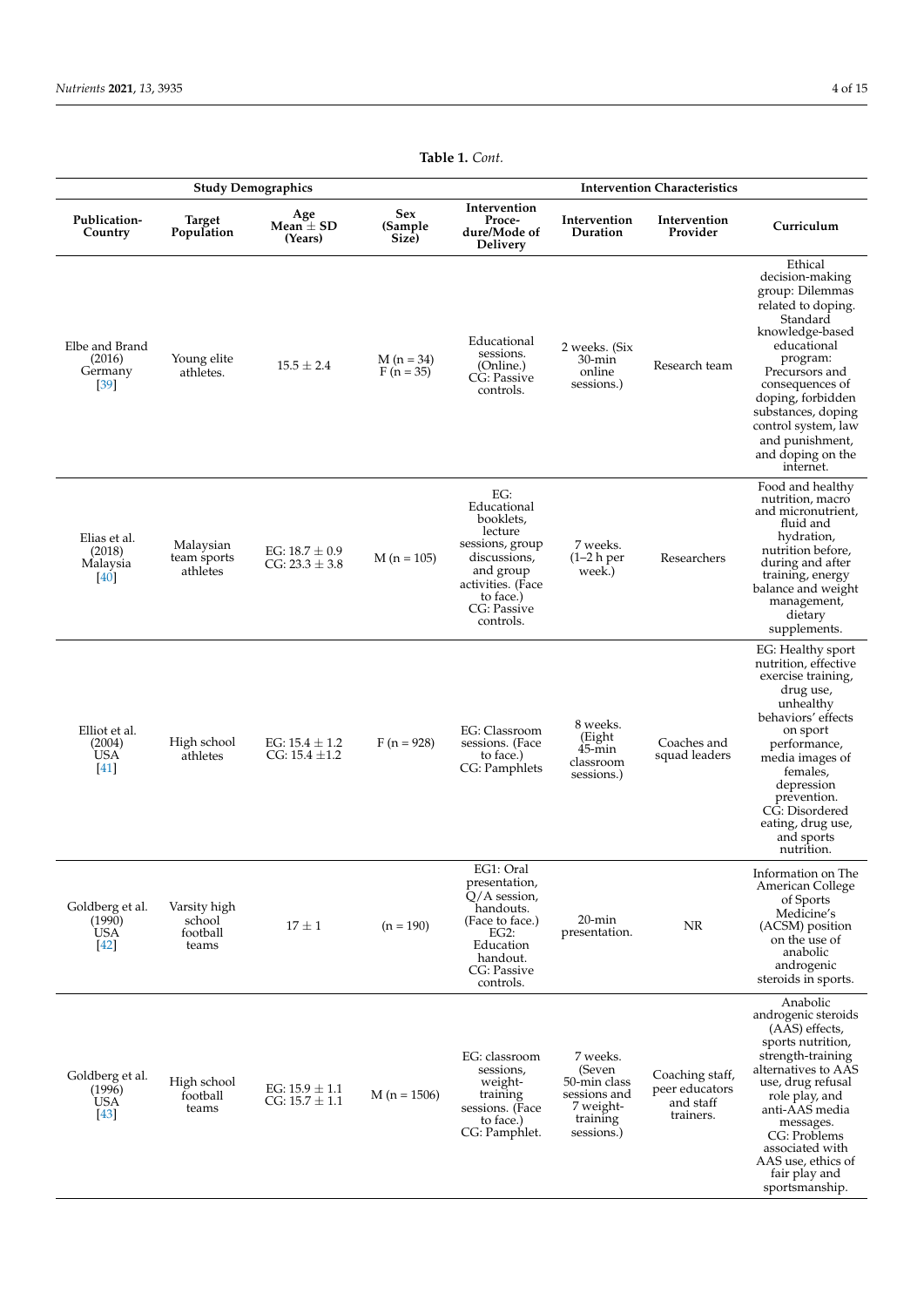**Table 1.** *Cont.*

| Study Demographics | | | | Intervention Characteristics | | | |
|---|---|---|---|---|---|---|---|
| **Publication-Country** | **Target Population** | **Age Mean ± SD (Years)** | **Sex (Sample Size)** | **Intervention Procedure/Mode of Delivery** | **Intervention Duration** | **Intervention Provider** | **Curriculum** |
| Elbe and Brand (2016) Germany [39] | Young elite athletes. | 15.5 ± 2.4 | M (n = 34) F (n = 35) | Educational sessions. (Online.) CG: Passive controls. | 2 weeks. (Six 30-min online sessions.) | Research team | Ethical decision-making group: Dilemmas related to doping. Standard knowledge-based educational program: Precursors and consequences of doping, forbidden substances, doping control system, law and punishment, and doping on the internet. |
| Elias et al. (2018) Malaysia [40] | Malaysian team sports athletes | EG: 18.7 ± 0.9 CG: 23.3 ± 3.8 | M (n = 105) | EG: Educational booklets, lecture sessions, group discussions, and group activities. (Face to face.) CG: Passive controls. | 7 weeks. (1–2 h per week.) | Researchers | Food and healthy nutrition, macro and micronutrient, fluid and hydration, nutrition before, during and after training, energy balance and weight management, dietary supplements. |
| Elliot et al. (2004) USA [41] | High school athletes | EG: 15.4 ± 1.2 CG: 15.4 ±1.2 | F (n = 928) | EG: Classroom sessions. (Face to face.) CG: Pamphlets | 8 weeks. (Eight 45-min classroom sessions.) | Coaches and squad leaders | EG: Healthy sport nutrition, effective exercise training, drug use, unhealthy behaviors' effects on sport performance, media images of females, depression prevention. CG: Disordered eating, drug use, and sports nutrition. |
| Goldberg et al. (1990) USA [42] | Varsity high school football teams | 17 ± 1 | (n = 190) | EG1: Oral presentation, Q/A session, handouts. (Face to face.) EG2: Education handout. CG: Passive controls. | 20-min presentation. | NR | Information on The American College of Sports Medicine's (ACSM) position on the use of anabolic androgenic steroids in sports. |
| Goldberg et al. (1996) USA [43] | High school football teams | EG: 15.9 ± 1.1 CG: 15.7 ± 1.1 | M (n = 1506) | EG: classroom sessions, weight-training sessions. (Face to face.) CG: Pamphlet. | 7 weeks. (Seven 50-min class sessions and 7 weight-training sessions.) | Coaching staff, peer educators and staff trainers. | Anabolic androgenic steroids (AAS) effects, sports nutrition, strength-training alternatives to AAS use, drug refusal role play, and anti-AAS media messages. CG: Problems associated with AAS use, ethics of fair play and sportsmanship. |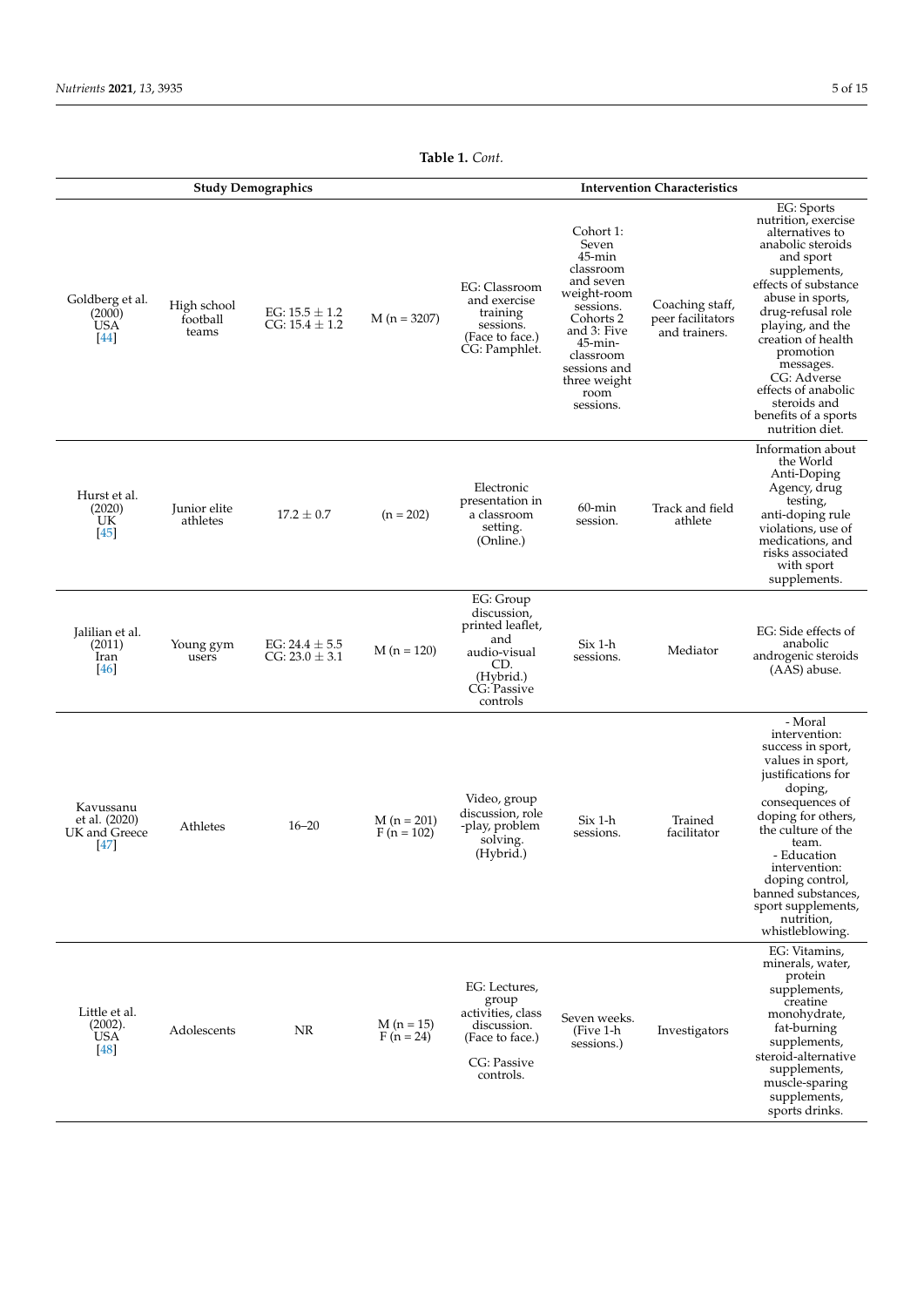**Table 1.** *Cont.*

| Study Demographics | | | | Intervention Characteristics | | | |
|---|---|---|---|---|---|---|---|
| Goldberg et al. (2000) USA [44] | High school football teams | EG: 15.5 ± 1.2 CG: 15.4 ± 1.2 | M (n = 3207) | EG: Classroom and exercise training sessions. (Face to face.) CG: Pamphlet. | Cohort 1: Seven 45-min classroom and seven weight-room sessions. Cohorts 2 and 3: Five 45-min-classroom sessions and three weight room sessions. | Coaching staff, peer facilitators and trainers. | EG: Sports nutrition, exercise alternatives to anabolic steroids and sport supplements, effects of substance abuse in sports, drug-refusal role playing, and the creation of health promotion messages. CG: Adverse effects of anabolic steroids and benefits of a sports nutrition diet. |
| Hurst et al. (2020) UK [45] | Junior elite athletes | 17.2 ± 0.7 | (n = 202) | Electronic presentation in a classroom setting. (Online.) | 60-min session. | Track and field athlete | Information about the World Anti-Doping Agency, drug testing, anti-doping rule violations, use of medications, and risks associated with sport supplements. |
| Jalilian et al. (2011) Iran [46] | Young gym users | EG: 24.4 ± 5.5 CG: 23.0 ± 3.1 | M (n = 120) | EG: Group discussion, printed leaflet, and audio-visual CD. (Hybrid.) CG: Passive controls | Six 1-h sessions. | Mediator | EG: Side effects of anabolic androgenic steroids (AAS) abuse. |
| Kavussanu et al. (2020) UK and Greece [47] | Athletes | 16–20 | M (n = 201) F (n = 102) | Video, group discussion, role -play, problem solving. (Hybrid.) | Six 1-h sessions. | Trained facilitator | - Moral intervention: success in sport, values in sport, justifications for doping, consequences of doping for others, the culture of the team. - Education intervention: doping control, banned substances, sport supplements, nutrition, whistleblowing. |
| Little et al. (2002). USA [48] | Adolescents | NR | M (n = 15) F (n = 24) | EG: Lectures, group activities, class discussion. (Face to face.) CG: Passive controls. | Seven weeks. (Five 1-h sessions.) | Investigators | EG: Vitamins, minerals, water, protein supplements, creatine monohydrate, fat-burning supplements, steroid-alternative supplements, muscle-sparing supplements, sports drinks. |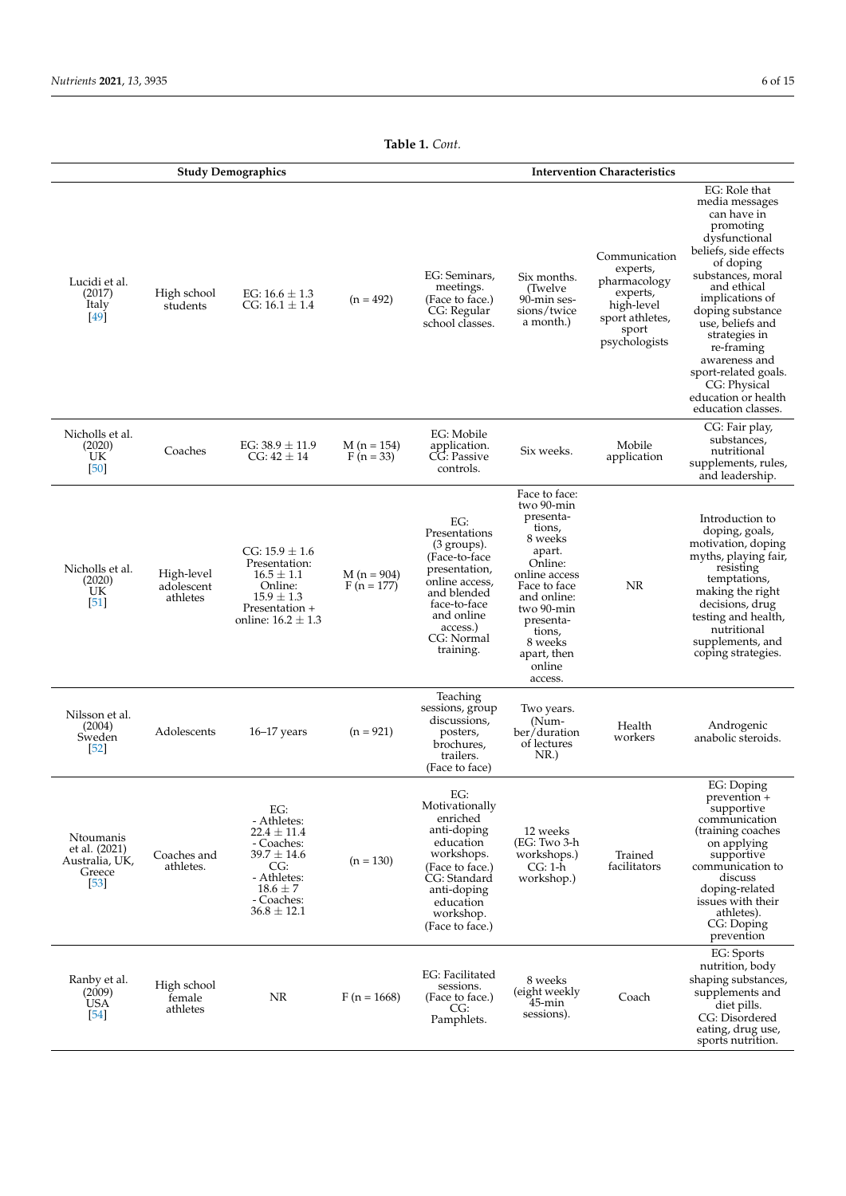**Table 1.** *Cont.*

| Study Demographics | | | | Intervention Characteristics | | | |
|---|---|---|---|---|---|---|---|
| Lucidi et al. (2017) Italy [49] | High school students | EG: 16.6 ± 1.3 CG: 16.1 ± 1.4 | (n = 492) | EG: Seminars, meetings. (Face to face.) CG: Regular school classes. | Six months. (Twelve 90-min sessions/twice a month.) | Communication experts, pharmacology experts, high-level sport athletes, sport psychologists | EG: Role that media messages can have in promoting dysfunctional beliefs, side effects of doping substances, moral and ethical implications of doping substance use, beliefs and strategies in re-framing awareness and sport-related goals. CG: Physical education or health education classes. |
| Nicholls et al. (2020) UK [50] | Coaches | EG: 38.9 ± 11.9 CG: 42 ± 14 | M (n = 154) F (n = 33) | EG: Mobile application. CG: Passive controls. | Six weeks. | Mobile application | CG: Fair play, substances, nutritional supplements, rules, and leadership. |
| Nicholls et al. (2020) UK [51] | High-level adolescent athletes | CG: 15.9 ± 1.6 Presentation: 16.5 ± 1.1 Online: 15.9 ± 1.3 Presentation + online: 16.2 ± 1.3 | M (n = 904) F (n = 177) | EG: Presentations (3 groups). (Face-to-face presentation, online access, and blended face-to-face and online access.) CG: Normal training. | Face to face: two 90-min presentations, 8 weeks apart. Online: online access Face to face and online: two 90-min presentations, 8 weeks apart, then online access. | NR | Introduction to doping, goals, motivation, doping myths, playing fair, resisting temptations, making the right decisions, drug testing and health, nutritional supplements, and coping strategies. |
| Nilsson et al. (2004) Sweden [52] | Adolescents | 16–17 years | (n = 921) | Teaching sessions, group discussions, posters, brochures, trailers. (Face to face) | Two years. (Number/duration of lectures NR.) | Health workers | Androgenic anabolic steroids. |
| Ntoumanis et al. (2021) Australia, UK, Greece [53] | Coaches and athletes. | EG: - Athletes: 22.4 ± 11.4 - Coaches: 39.7 ± 14.6 CG: - Athletes: 18.6 ± 7 - Coaches: 36.8 ± 12.1 | (n = 130) | EG: Motivationally enriched anti-doping education workshops. (Face to face.) CG: Standard anti-doping education workshop. (Face to face.) | 12 weeks (EG: Two 3-h workshops.) CG: 1-h workshop.) | Trained facilitators | EG: Doping prevention + supportive communication (training coaches on applying supportive communication to discuss doping-related issues with their athletes). CG: Doping prevention |
| Ranby et al. (2009) USA [54] | High school female athletes | NR | F (n = 1668) | EG: Facilitated sessions. (Face to face.) CG: Pamphlets. | 8 weeks (eight weekly 45-min sessions). | Coach | EG: Sports nutrition, body shaping substances, supplements and diet pills. CG: Disordered eating, drug use, sports nutrition. |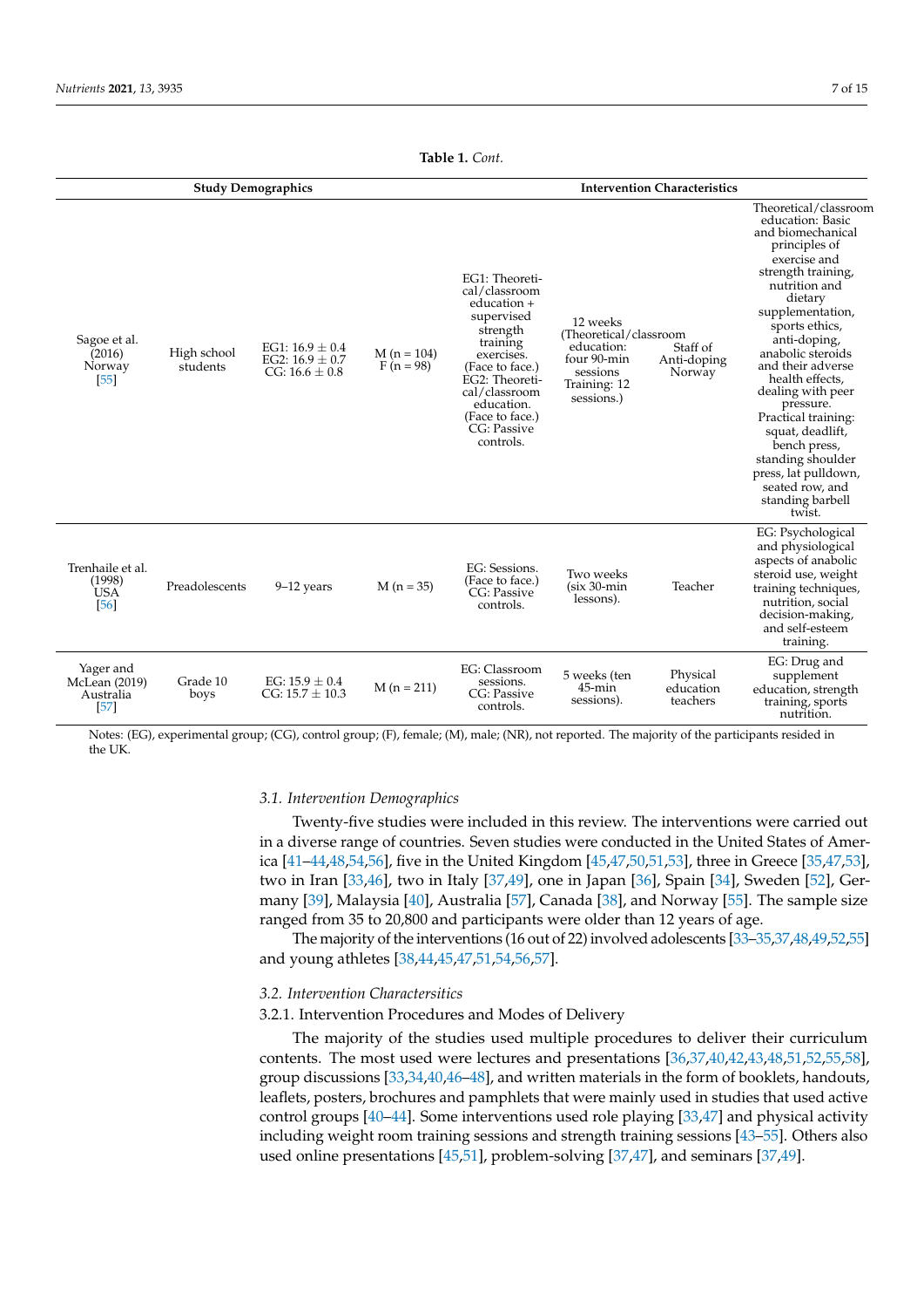**Table 1.** *Cont.*

| Study Demographics | | | | Intervention Characteristics | | | |
|---|---|---|---|---|---|---|---|
| Sagoe et al. (2016) Norway [55] | High school students | EG1: 16.9 ± 0.4 EG2: 16.9 ± 0.7 CG: 16.6 ± 0.8 | M (n = 104) F (n = 98) | EG1: Theoretical/classroom education + supervised strength training exercises. (Face to face.) EG2: Theoretical/classroom education. (Face to face.) CG: Passive controls. | 12 weeks (Theoretical/classroom education: four 90-min sessions Training: 12 sessions.) | Staff of Anti-doping Norway | Theoretical/classroom education: Basic and biomechanical principles of exercise and strength training, nutrition and dietary supplementation, sports ethics, anti-doping, anabolic steroids and their adverse health effects, dealing with peer pressure. Practical training: squat, deadlift, bench press, standing shoulder press, lat pulldown, seated row, and standing barbell twist. |
| Trenhaile et al. (1998) USA [56] | Preadolescents | 9–12 years | M (n = 35) | EG: Sessions. (Face to face.) CG: Passive controls. | Two weeks (six 30-min lessons). | Teacher | EG: Psychological and physiological aspects of anabolic steroid use, weight training techniques, nutrition, social decision-making, and self-esteem training. |
| Yager and McLean (2019) Australia [57] | Grade 10 boys | EG: 15.9 ± 0.4 CG: 15.7 ± 10.3 | M (n = 211) | EG: Classroom sessions. CG: Passive controls. | 5 weeks (ten 45-min sessions). | Physical education teachers | EG: Drug and supplement education, strength training, sports nutrition. |

Notes: (EG), experimental group; (CG), control group; (F), female; (M), male; (NR), not reported. The majority of the participants resided in the UK.

### 3.1. Intervention Demographics

Twenty-five studies were included in this review. The interventions were carried out in a diverse range of countries. Seven studies were conducted in the United States of America [41–44,48,54,56], five in the United Kingdom [45,47,50,51,53], three in Greece [35,47,53], two in Iran [33,46], two in Italy [37,49], one in Japan [36], Spain [34], Sweden [52], Germany [39], Malaysia [40], Australia [57], Canada [38], and Norway [55]. The sample size ranged from 35 to 20,800 and participants were older than 12 years of age.

The majority of the interventions (16 out of 22) involved adolescents [33–35,37,48,49,52,55] and young athletes [38,44,45,47,51,54,56,57].

### 3.2. Intervention Charactersitics

#### 3.2.1. Intervention Procedures and Modes of Delivery

The majority of the studies used multiple procedures to deliver their curriculum contents. The most used were lectures and presentations [36,37,40,42,43,48,51,52,55,58], group discussions [33,34,40,46–48], and written materials in the form of booklets, handouts, leaflets, posters, brochures and pamphlets that were mainly used in studies that used active control groups [40–44]. Some interventions used role playing [33,47] and physical activity including weight room training sessions and strength training sessions [43–55]. Others also used online presentations [45,51], problem-solving [37,47], and seminars [37,49].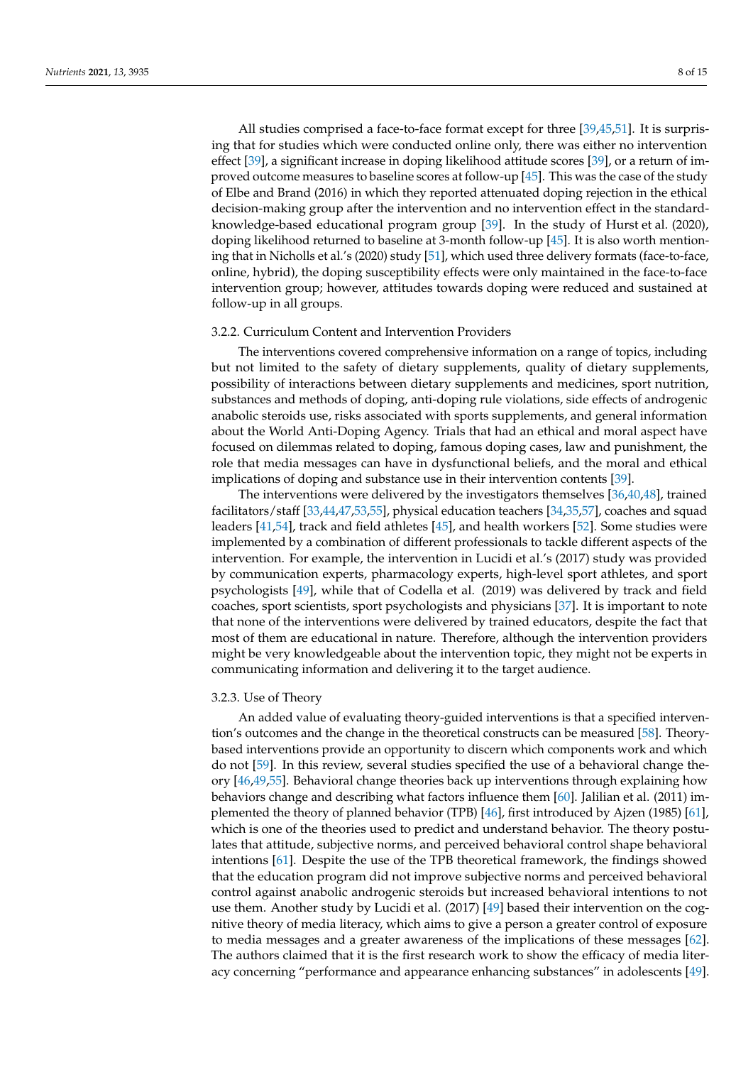All studies comprised a face-to-face format except for three [39,45,51]. It is surprising that for studies which were conducted online only, there was either no intervention effect [39], a significant increase in doping likelihood attitude scores [39], or a return of improved outcome measures to baseline scores at follow-up [45]. This was the case of the study of Elbe and Brand (2016) in which they reported attenuated doping rejection in the ethical decision-making group after the intervention and no intervention effect in the standard-knowledge-based educational program group [39]. In the study of Hurst et al. (2020), doping likelihood returned to baseline at 3-month follow-up [45]. It is also worth mentioning that in Nicholls et al.'s (2020) study [51], which used three delivery formats (face-to-face, online, hybrid), the doping susceptibility effects were only maintained in the face-to-face intervention group; however, attitudes towards doping were reduced and sustained at follow-up in all groups.

### 3.2.2. Curriculum Content and Intervention Providers

The interventions covered comprehensive information on a range of topics, including but not limited to the safety of dietary supplements, quality of dietary supplements, possibility of interactions between dietary supplements and medicines, sport nutrition, substances and methods of doping, anti-doping rule violations, side effects of androgenic anabolic steroids use, risks associated with sports supplements, and general information about the World Anti-Doping Agency. Trials that had an ethical and moral aspect have focused on dilemmas related to doping, famous doping cases, law and punishment, the role that media messages can have in dysfunctional beliefs, and the moral and ethical implications of doping and substance use in their intervention contents [39].

The interventions were delivered by the investigators themselves [36,40,48], trained facilitators/staff [33,44,47,53,55], physical education teachers [34,35,57], coaches and squad leaders [41,54], track and field athletes [45], and health workers [52]. Some studies were implemented by a combination of different professionals to tackle different aspects of the intervention. For example, the intervention in Lucidi et al.'s (2017) study was provided by communication experts, pharmacology experts, high-level sport athletes, and sport psychologists [49], while that of Codella et al. (2019) was delivered by track and field coaches, sport scientists, sport psychologists and physicians [37]. It is important to note that none of the interventions were delivered by trained educators, despite the fact that most of them are educational in nature. Therefore, although the intervention providers might be very knowledgeable about the intervention topic, they might not be experts in communicating information and delivering it to the target audience.

### 3.2.3. Use of Theory

An added value of evaluating theory-guided interventions is that a specified intervention's outcomes and the change in the theoretical constructs can be measured [58]. Theory-based interventions provide an opportunity to discern which components work and which do not [59]. In this review, several studies specified the use of a behavioral change theory [46,49,55]. Behavioral change theories back up interventions through explaining how behaviors change and describing what factors influence them [60]. Jalilian et al. (2011) implemented the theory of planned behavior (TPB) [46], first introduced by Ajzen (1985) [61], which is one of the theories used to predict and understand behavior. The theory postulates that attitude, subjective norms, and perceived behavioral control shape behavioral intentions [61]. Despite the use of the TPB theoretical framework, the findings showed that the education program did not improve subjective norms and perceived behavioral control against anabolic androgenic steroids but increased behavioral intentions to not use them. Another study by Lucidi et al. (2017) [49] based their intervention on the cognitive theory of media literacy, which aims to give a person a greater control of exposure to media messages and a greater awareness of the implications of these messages [62]. The authors claimed that it is the first research work to show the efficacy of media literacy concerning "performance and appearance enhancing substances" in adolescents [49].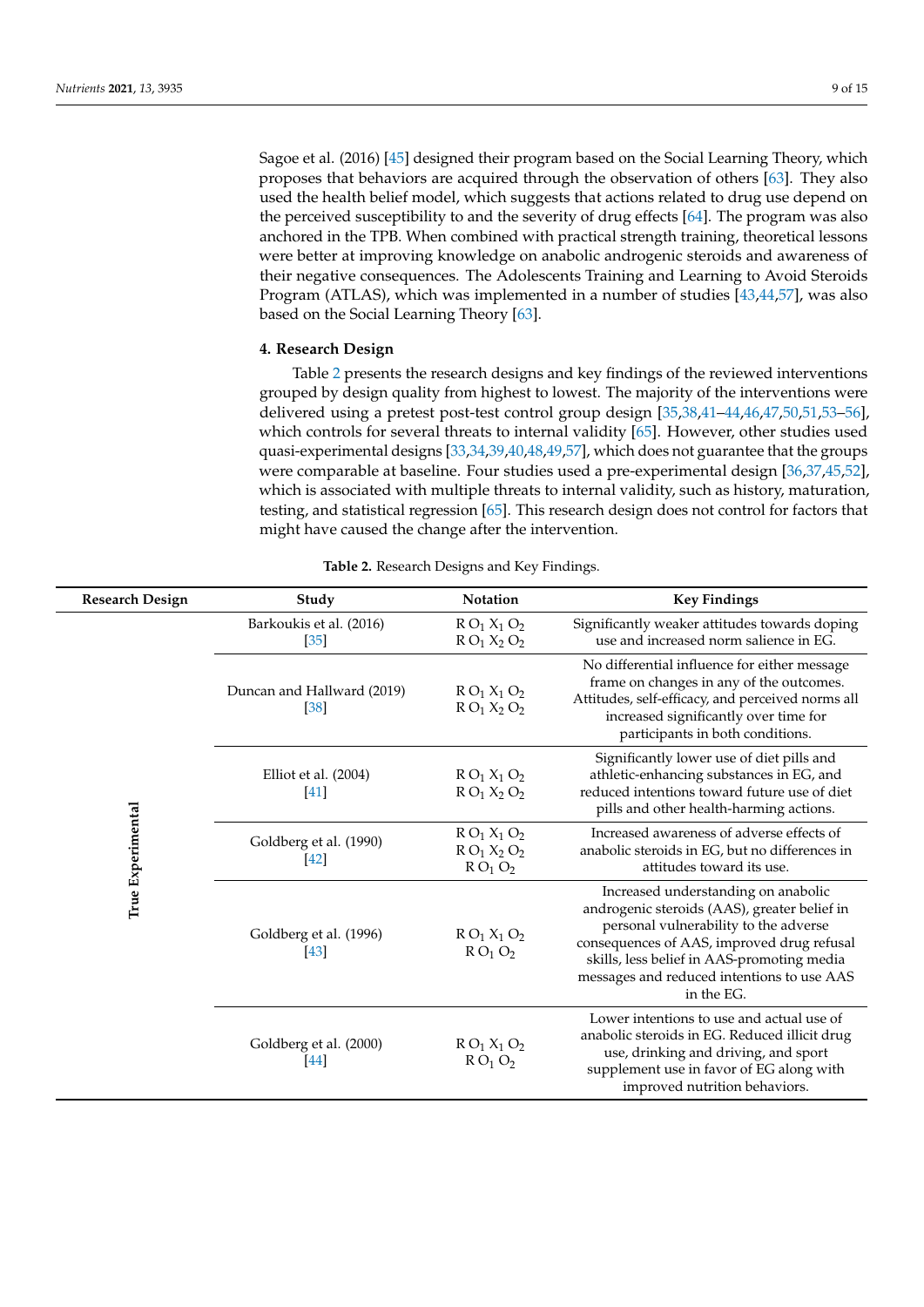Sagoe et al. (2016) [45] designed their program based on the Social Learning Theory, which proposes that behaviors are acquired through the observation of others [63]. They also used the health belief model, which suggests that actions related to drug use depend on the perceived susceptibility to and the severity of drug effects [64]. The program was also anchored in the TPB. When combined with practical strength training, theoretical lessons were better at improving knowledge on anabolic androgenic steroids and awareness of their negative consequences. The Adolescents Training and Learning to Avoid Steroids Program (ATLAS), which was implemented in a number of studies [43,44,57], was also based on the Social Learning Theory [63].

## 4. Research Design

Table 2 presents the research designs and key findings of the reviewed interventions grouped by design quality from highest to lowest. The majority of the interventions were delivered using a pretest post-test control group design [35,38,41–44,46,47,50,51,53–56], which controls for several threats to internal validity [65]. However, other studies used quasi-experimental designs [33,34,39,40,48,49,57], which does not guarantee that the groups were comparable at baseline. Four studies used a pre-experimental design [36,37,45,52], which is associated with multiple threats to internal validity, such as history, maturation, testing, and statistical regression [65]. This research design does not control for factors that might have caused the change after the intervention.

**Table 2.** Research Designs and Key Findings.

| Research Design | Study | Notation | Key Findings |
|---|---|---|---|
| True Experimental | Barkoukis et al. (2016) [35] | R $O_1$ $X_1$ $O_2$<br>R $O_1$ $X_2$ $O_2$ | Significantly weaker attitudes towards doping use and increased norm salience in EG. |
| | Duncan and Hallward (2019) [38] | R $O_1$ $X_1$ $O_2$<br>R $O_1$ $X_2$ $O_2$ | No differential influence for either message frame on changes in any of the outcomes. Attitudes, self-efficacy, and perceived norms all increased significantly over time for participants in both conditions. |
| | Elliot et al. (2004) [41] | R $O_1$ $X_1$ $O_2$<br>R $O_1$ $X_2$ $O_2$ | Significantly lower use of diet pills and athletic-enhancing substances in EG, and reduced intentions toward future use of diet pills and other health-harming actions. |
| | Goldberg et al. (1990) [42] | R $O_1$ $X_1$ $O_2$<br>R $O_1$ $X_2$ $O_2$<br>R $O_1$ $O_2$ | Increased awareness of adverse effects of anabolic steroids in EG, but no differences in attitudes toward its use. |
| | Goldberg et al. (1996) [43] | R $O_1$ $X_1$ $O_2$<br>R $O_1$ $O_2$ | Increased understanding on anabolic androgenic steroids (AAS), greater belief in personal vulnerability to the adverse consequences of AAS, improved drug refusal skills, less belief in AAS-promoting media messages and reduced intentions to use AAS in the EG. |
| | Goldberg et al. (2000) [44] | R $O_1$ $X_1$ $O_2$<br>R $O_1$ $O_2$ | Lower intentions to use and actual use of anabolic steroids in EG. Reduced illicit drug use, drinking and driving, and sport supplement use in favor of EG along with improved nutrition behaviors. |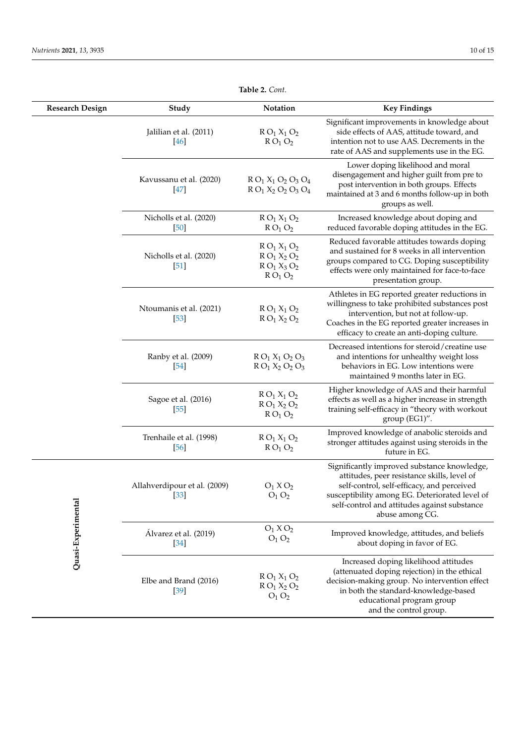**Table 2.** *Cont.*

| Research Design | Study | Notation | Key Findings |
|---|---|---|---|
| | Jalilian et al. (2011) [46] | R $O_1$ $X_1$ $O_2$<br>R $O_1$ $O_2$ | Significant improvements in knowledge about side effects of AAS, attitude toward, and intention not to use AAS. Decrements in the rate of AAS and supplements use in the EG. |
| | Kavussanu et al. (2020) [47] | R $O_1$ $X_1$ $O_2$ $O_3$ $O_4$<br>R $O_1$ $X_2$ $O_2$ $O_3$ $O_4$ | Lower doping likelihood and moral disengagement and higher guilt from pre to post intervention in both groups. Effects maintained at 3 and 6 months follow-up in both groups as well. |
| | Nicholls et al. (2020) [50] | R $O_1$ $X_1$ $O_2$<br>R $O_1$ $O_2$ | Increased knowledge about doping and reduced favorable doping attitudes in the EG. |
| | Nicholls et al. (2020) [51] | R $O_1$ $X_1$ $O_2$<br>R $O_1$ $X_2$ $O_2$<br>R $O_1$ $X_3$ $O_2$<br>R $O_1$ $O_2$ | Reduced favorable attitudes towards doping and sustained for 8 weeks in all intervention groups compared to CG. Doping susceptibility effects were only maintained for face-to-face presentation group. |
| | Ntoumanis et al. (2021) [53] | R $O_1$ $X_1$ $O_2$<br>R $O_1$ $X_2$ $O_2$ | Athletes in EG reported greater reductions in willingness to take prohibited substances post intervention, but not at follow-up. Coaches in the EG reported greater increases in efficacy to create an anti-doping culture. |
| | Ranby et al. (2009) [54] | R $O_1$ $X_1$ $O_2$ $O_3$<br>R $O_1$ $X_2$ $O_2$ $O_3$ | Decreased intentions for steroid/creatine use and intentions for unhealthy weight loss behaviors in EG. Low intentions were maintained 9 months later in EG. |
| | Sagoe et al. (2016) [55] | R $O_1$ $X_1$ $O_2$<br>R $O_1$ $X_2$ $O_2$<br>R $O_1$ $O_2$ | Higher knowledge of AAS and their harmful effects as well as a higher increase in strength training self-efficacy in "theory with workout group (EG1)". |
| | Trenhaile et al. (1998) [56] | R $O_1$ $X_1$ $O_2$<br>R $O_1$ $O_2$ | Improved knowledge of anabolic steroids and stronger attitudes against using steroids in the future in EG. |
| Quasi-Experimental | Allahverdipour et al. (2009) [33] | $O_1$ X $O_2$<br>$O_1$ $O_2$ | Significantly improved substance knowledge, attitudes, peer resistance skills, level of self-control, self-efficacy, and perceived susceptibility among EG. Deteriorated level of self-control and attitudes against substance abuse among CG. |
| | Álvarez et al. (2019) [34] | $O_1$ X $O_2$<br>$O_1$ $O_2$ | Improved knowledge, attitudes, and beliefs about doping in favor of EG. |
| | Elbe and Brand (2016) [39] | R $O_1$ $X_1$ $O_2$<br>R $O_1$ $X_2$ $O_2$<br>$O_1$ $O_2$ | Increased doping likelihood attitudes (attenuated doping rejection) in the ethical decision-making group. No intervention effect in both the standard-knowledge-based educational program group and the control group. |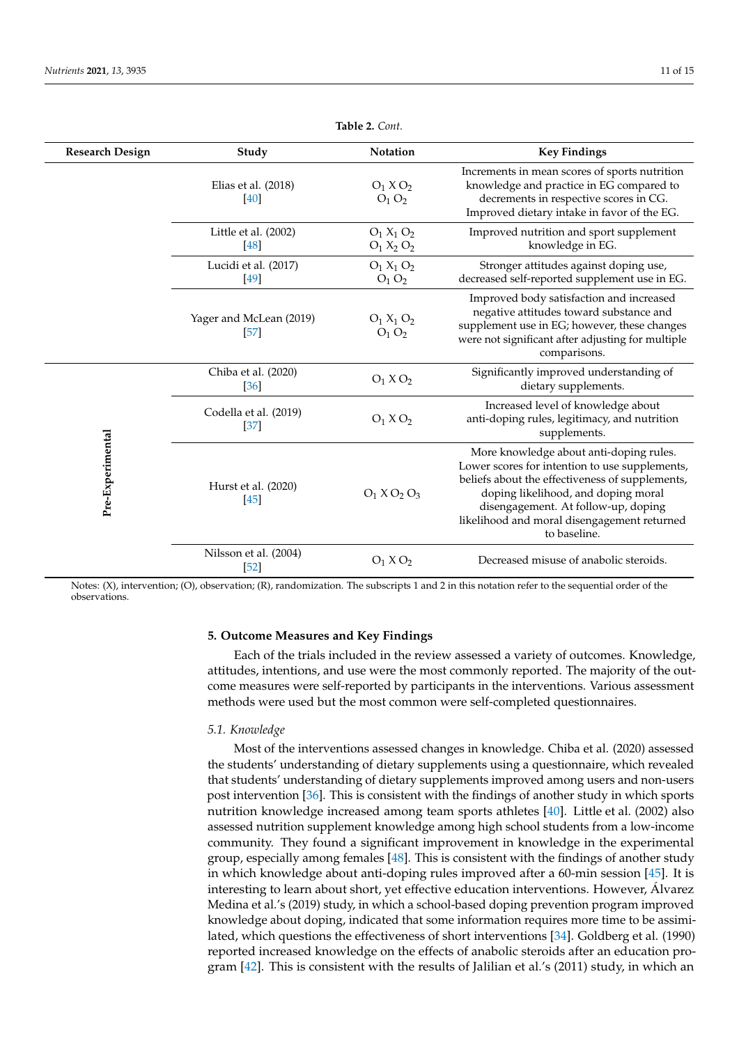**Table 2.** *Cont.*

| Research Design | Study | Notation | Key Findings |
|---|---|---|---|
| | Elias et al. (2018) [40] | $O_1$ X $O_2$<br>$O_1$ $O_2$ | Increments in mean scores of sports nutrition knowledge and practice in EG compared to decrements in respective scores in CG. Improved dietary intake in favor of the EG. |
| | Little et al. (2002) [48] | $O_1$ $X_1$ $O_2$<br>$O_1$ $X_2$ $O_2$ | Improved nutrition and sport supplement knowledge in EG. |
| | Lucidi et al. (2017) [49] | $O_1$ $X_1$ $O_2$<br>$O_1$ $O_2$ | Stronger attitudes against doping use, decreased self-reported supplement use in EG. |
| | Yager and McLean (2019) [57] | $O_1$ $X_1$ $O_2$<br>$O_1$ $O_2$ | Improved body satisfaction and increased negative attitudes toward substance and supplement use in EG; however, these changes were not significant after adjusting for multiple comparisons. |
| Pre-Experimental | Chiba et al. (2020) [36] | $O_1$ X $O_2$ | Significantly improved understanding of dietary supplements. |
| | Codella et al. (2019) [37] | $O_1$ X $O_2$ | Increased level of knowledge about anti-doping rules, legitimacy, and nutrition supplements. |
| | Hurst et al. (2020) [45] | $O_1$ X $O_2$ $O_3$ | More knowledge about anti-doping rules. Lower scores for intention to use supplements, beliefs about the effectiveness of supplements, doping likelihood, and doping moral disengagement. At follow-up, doping likelihood and moral disengagement returned to baseline. |
| | Nilsson et al. (2004) [52] | $O_1$ X $O_2$ | Decreased misuse of anabolic steroids. |

Notes: (X), intervention; (O), observation; (R), randomization. The subscripts 1 and 2 in this notation refer to the sequential order of the observations.

## 5. Outcome Measures and Key Findings

Each of the trials included in the review assessed a variety of outcomes. Knowledge, attitudes, intentions, and use were the most commonly reported. The majority of the outcome measures were self-reported by participants in the interventions. Various assessment methods were used but the most common were self-completed questionnaires.

### *5.1. Knowledge*

Most of the interventions assessed changes in knowledge. Chiba et al. (2020) assessed the students' understanding of dietary supplements using a questionnaire, which revealed that students' understanding of dietary supplements improved among users and non-users post intervention [36]. This is consistent with the findings of another study in which sports nutrition knowledge increased among team sports athletes [40]. Little et al. (2002) also assessed nutrition supplement knowledge among high school students from a low-income community. They found a significant improvement in knowledge in the experimental group, especially among females [48]. This is consistent with the findings of another study in which knowledge about anti-doping rules improved after a 60-min session [45]. It is interesting to learn about short, yet effective education interventions. However, Álvarez Medina et al.'s (2019) study, in which a school-based doping prevention program improved knowledge about doping, indicated that some information requires more time to be assimilated, which questions the effectiveness of short interventions [34]. Goldberg et al. (1990) reported increased knowledge on the effects of anabolic steroids after an education program [42]. This is consistent with the results of Jalilian et al.'s (2011) study, in which an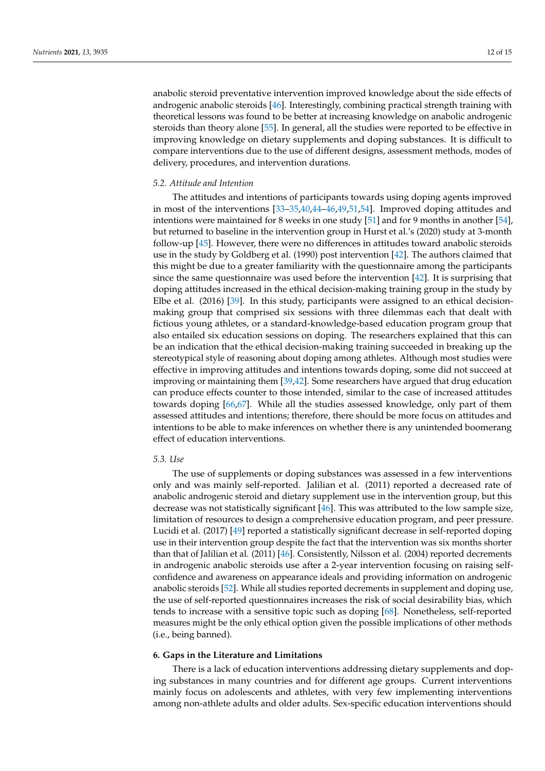anabolic steroid preventative intervention improved knowledge about the side effects of androgenic anabolic steroids [46]. Interestingly, combining practical strength training with theoretical lessons was found to be better at increasing knowledge on anabolic androgenic steroids than theory alone [55]. In general, all the studies were reported to be effective in improving knowledge on dietary supplements and doping substances. It is difficult to compare interventions due to the use of different designs, assessment methods, modes of delivery, procedures, and intervention durations.

### 5.2. Attitude and Intention

The attitudes and intentions of participants towards using doping agents improved in most of the interventions [33–35,40,44–46,49,51,54]. Improved doping attitudes and intentions were maintained for 8 weeks in one study [51] and for 9 months in another [54], but returned to baseline in the intervention group in Hurst et al.'s (2020) study at 3-month follow-up [45]. However, there were no differences in attitudes toward anabolic steroids use in the study by Goldberg et al. (1990) post intervention [42]. The authors claimed that this might be due to a greater familiarity with the questionnaire among the participants since the same questionnaire was used before the intervention [42]. It is surprising that doping attitudes increased in the ethical decision-making training group in the study by Elbe et al. (2016) [39]. In this study, participants were assigned to an ethical decision-making group that comprised six sessions with three dilemmas each that dealt with fictious young athletes, or a standard-knowledge-based education program group that also entailed six education sessions on doping. The researchers explained that this can be an indication that the ethical decision-making training succeeded in breaking up the stereotypical style of reasoning about doping among athletes. Although most studies were effective in improving attitudes and intentions towards doping, some did not succeed at improving or maintaining them [39,42]. Some researchers have argued that drug education can produce effects counter to those intended, similar to the case of increased attitudes towards doping [66,67]. While all the studies assessed knowledge, only part of them assessed attitudes and intentions; therefore, there should be more focus on attitudes and intentions to be able to make inferences on whether there is any unintended boomerang effect of education interventions.

### 5.3. Use

The use of supplements or doping substances was assessed in a few interventions only and was mainly self-reported. Jalilian et al. (2011) reported a decreased rate of anabolic androgenic steroid and dietary supplement use in the intervention group, but this decrease was not statistically significant [46]. This was attributed to the low sample size, limitation of resources to design a comprehensive education program, and peer pressure. Lucidi et al. (2017) [49] reported a statistically significant decrease in self-reported doping use in their intervention group despite the fact that the intervention was six months shorter than that of Jalilian et al. (2011) [46]. Consistently, Nilsson et al. (2004) reported decrements in androgenic anabolic steroids use after a 2-year intervention focusing on raising self-confidence and awareness on appearance ideals and providing information on androgenic anabolic steroids [52]. While all studies reported decrements in supplement and doping use, the use of self-reported questionnaires increases the risk of social desirability bias, which tends to increase with a sensitive topic such as doping [68]. Nonetheless, self-reported measures might be the only ethical option given the possible implications of other methods (i.e., being banned).

## 6. Gaps in the Literature and Limitations

There is a lack of education interventions addressing dietary supplements and doping substances in many countries and for different age groups. Current interventions mainly focus on adolescents and athletes, with very few implementing interventions among non-athlete adults and older adults. Sex-specific education interventions should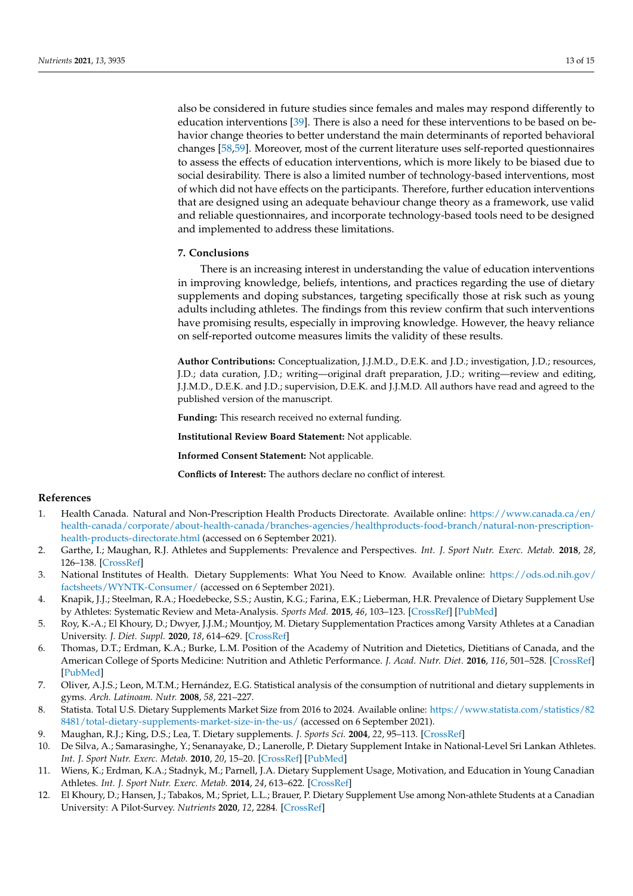also be considered in future studies since females and males may respond differently to education interventions [39]. There is also a need for these interventions to be based on behavior change theories to better understand the main determinants of reported behavioral changes [58,59]. Moreover, most of the current literature uses self-reported questionnaires to assess the effects of education interventions, which is more likely to be biased due to social desirability. There is also a limited number of technology-based interventions, most of which did not have effects on the participants. Therefore, further education interventions that are designed using an adequate behaviour change theory as a framework, use valid and reliable questionnaires, and incorporate technology-based tools need to be designed and implemented to address these limitations.

## 7. Conclusions

There is an increasing interest in understanding the value of education interventions in improving knowledge, beliefs, intentions, and practices regarding the use of dietary supplements and doping substances, targeting specifically those at risk such as young adults including athletes. The findings from this review confirm that such interventions have promising results, especially in improving knowledge. However, the heavy reliance on self-reported outcome measures limits the validity of these results.

**Author Contributions:** Conceptualization, J.J.M.D., D.E.K. and J.D.; investigation, J.D.; resources, J.D.; data curation, J.D.; writing—original draft preparation, J.D.; writing—review and editing, J.J.M.D., D.E.K. and J.D.; supervision, D.E.K. and J.J.M.D. All authors have read and agreed to the published version of the manuscript.

**Funding:** This research received no external funding.

**Institutional Review Board Statement:** Not applicable.

**Informed Consent Statement:** Not applicable.

**Conflicts of Interest:** The authors declare no conflict of interest.

## References

1. Health Canada. Natural and Non-Prescription Health Products Directorate. Available online: https://www.canada.ca/en/health-canada/corporate/about-health-canada/branches-agencies/healthproducts-food-branch/natural-non-prescription-health-products-directorate.html (accessed on 6 September 2021).
2. Garthe, I.; Maughan, R.J. Athletes and Supplements: Prevalence and Perspectives. *Int. J. Sport Nutr. Exerc. Metab.* **2018**, *28*, 126–138. [CrossRef]
3. National Institutes of Health. Dietary Supplements: What You Need to Know. Available online: https://ods.od.nih.gov/factsheets/WYNTK-Consumer/ (accessed on 6 September 2021).
4. Knapik, J.J.; Steelman, R.A.; Hoedebecke, S.S.; Austin, K.G.; Farina, E.K.; Lieberman, H.R. Prevalence of Dietary Supplement Use by Athletes: Systematic Review and Meta-Analysis. *Sports Med.* **2015**, *46*, 103–123. [CrossRef] [PubMed]
5. Roy, K.-A.; El Khoury, D.; Dwyer, J.J.M.; Mountjoy, M. Dietary Supplementation Practices among Varsity Athletes at a Canadian University. *J. Diet. Suppl.* **2020**, *18*, 614–629. [CrossRef]
6. Thomas, D.T.; Erdman, K.A.; Burke, L.M. Position of the Academy of Nutrition and Dietetics, Dietitians of Canada, and the American College of Sports Medicine: Nutrition and Athletic Performance. *J. Acad. Nutr. Diet.* **2016**, *116*, 501–528. [CrossRef] [PubMed]
7. Oliver, A.J.S.; Leon, M.T.M.; Hernández, E.G. Statistical analysis of the consumption of nutritional and dietary supplements in gyms. *Arch. Latinoam. Nutr.* **2008**, *58*, 221–227.
8. Statista. Total U.S. Dietary Supplements Market Size from 2016 to 2024. Available online: https://www.statista.com/statistics/828481/total-dietary-supplements-market-size-in-the-us/ (accessed on 6 September 2021).
9. Maughan, R.J.; King, D.S.; Lea, T. Dietary supplements. *J. Sports Sci.* **2004**, *22*, 95–113. [CrossRef]
10. De Silva, A.; Samarasinghe, Y.; Senanayake, D.; Lanerolle, P. Dietary Supplement Intake in National-Level Sri Lankan Athletes. *Int. J. Sport Nutr. Exerc. Metab.* **2010**, *20*, 15–20. [CrossRef] [PubMed]
11. Wiens, K.; Erdman, K.A.; Stadnyk, M.; Parnell, J.A. Dietary Supplement Usage, Motivation, and Education in Young Canadian Athletes. *Int. J. Sport Nutr. Exerc. Metab.* **2014**, *24*, 613–622. [CrossRef]
12. El Khoury, D.; Hansen, J.; Tabakos, M.; Spriet, L.L.; Brauer, P. Dietary Supplement Use among Non-athlete Students at a Canadian University: A Pilot-Survey. *Nutrients* **2020**, *12*, 2284. [CrossRef]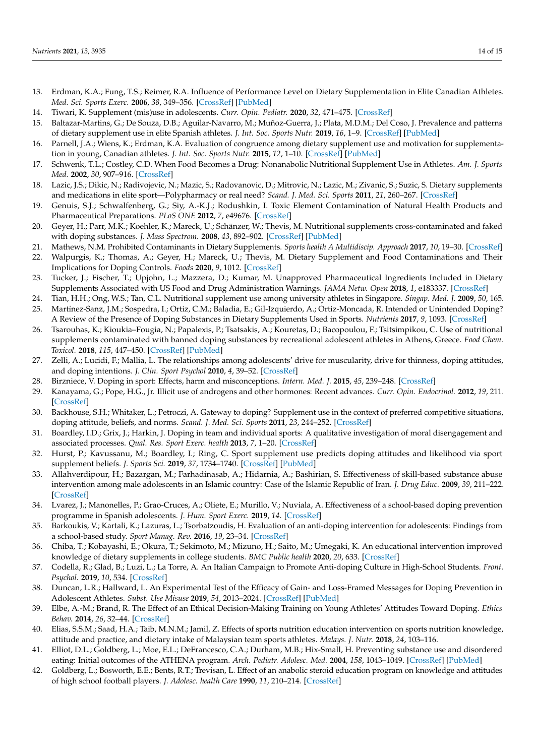13. Erdman, K.A.; Fung, T.S.; Reimer, R.A. Influence of Performance Level on Dietary Supplementation in Elite Canadian Athletes. *Med. Sci. Sports Exerc.* **2006**, *38*, 349–356. [CrossRef] [PubMed]
14. Tiwari, K. Supplement (mis)use in adolescents. *Curr. Opin. Pediatr.* **2020**, *32*, 471–475. [CrossRef]
15. Baltazar-Martins, G.; De Souza, D.B.; Aguilar-Navarro, M.; Muñoz-Guerra, J.; Plata, M.D.M.; Del Coso, J. Prevalence and patterns of dietary supplement use in elite Spanish athletes. *J. Int. Soc. Sports Nutr.* **2019**, *16*, 1–9. [CrossRef] [PubMed]
16. Parnell, J.A.; Wiens, K.; Erdman, K.A. Evaluation of congruence among dietary supplement use and motivation for supplementation in young, Canadian athletes. *J. Int. Soc. Sports Nutr.* **2015**, *12*, 1–10. [CrossRef] [PubMed]
17. Schwenk, T.L.; Costley, C.D. When Food Becomes a Drug: Nonanabolic Nutritional Supplement Use in Athletes. *Am. J. Sports Med.* **2002**, *30*, 907–916. [CrossRef]
18. Lazic, J.S.; Dikic, N.; Radivojevic, N.; Mazic, S.; Radovanovic, D.; Mitrovic, N.; Lazic, M.; Zivanic, S.; Suzic, S. Dietary supplements and medications in elite sport—Polypharmacy or real need? *Scand. J. Med. Sci. Sports* **2011**, *21*, 260–267. [CrossRef]
19. Genuis, S.J.; Schwalfenberg, G.; Siy, A.-K.J.; Rodushkin, I. Toxic Element Contamination of Natural Health Products and Pharmaceutical Preparations. *PLoS ONE* **2012**, *7*, e49676. [CrossRef]
20. Geyer, H.; Parr, M.K.; Koehler, K.; Mareck, U.; Schänzer, W.; Thevis, M. Nutritional supplements cross-contaminated and faked with doping substances. *J. Mass Spectrom.* **2008**, *43*, 892–902. [CrossRef] [PubMed]
21. Mathews, N.M. Prohibited Contaminants in Dietary Supplements. *Sports health A Multidiscip. Approach* **2017**, *10*, 19–30. [CrossRef]
22. Walpurgis, K.; Thomas, A.; Geyer, H.; Mareck, U.; Thevis, M. Dietary Supplement and Food Contaminations and Their Implications for Doping Controls. *Foods* **2020**, *9*, 1012. [CrossRef]
23. Tucker, J.; Fischer, T.; Upjohn, L.; Mazzera, D.; Kumar, M. Unapproved Pharmaceutical Ingredients Included in Dietary Supplements Associated with US Food and Drug Administration Warnings. *JAMA Netw. Open* **2018**, *1*, e183337. [CrossRef]
24. Tian, H.H.; Ong, W.S.; Tan, C.L. Nutritional supplement use among university athletes in Singapore. *Singap. Med. J.* **2009**, *50*, 165.
25. Martínez-Sanz, J.M.; Sospedra, I.; Ortiz, C.M.; Baladia, E.; Gil-Izquierdo, A.; Ortiz-Moncada, R. Intended or Unintended Doping? A Review of the Presence of Doping Substances in Dietary Supplements Used in Sports. *Nutrients* **2017**, *9*, 1093. [CrossRef]
26. Tsarouhas, K.; Kioukia–Fougia, N.; Papalexis, P.; Tsatsakis, A.; Kouretas, D.; Bacopoulou, F.; Tsitsimpikou, C. Use of nutritional supplements contaminated with banned doping substances by recreational adolescent athletes in Athens, Greece. *Food Chem. Toxicol.* **2018**, *115*, 447–450. [CrossRef] [PubMed]
27. Zelli, A.; Lucidi, F.; Mallia, L. The relationships among adolescents' drive for muscularity, drive for thinness, doping attitudes, and doping intentions. *J. Clin. Sport Psychol* **2010**, *4*, 39–52. [CrossRef]
28. Birzniece, V. Doping in sport: Effects, harm and misconceptions. *Intern. Med. J.* **2015**, *45*, 239–248. [CrossRef]
29. Kanayama, G.; Pope, H.G., Jr. Illicit use of androgens and other hormones: Recent advances. *Curr. Opin. Endocrinol.* **2012**, *19*, 211. [CrossRef]
30. Backhouse, S.H.; Whitaker, L.; Petroczi, A. Gateway to doping? Supplement use in the context of preferred competitive situations, doping attitude, beliefs, and norms. *Scand. J. Med. Sci. Sports* **2011**, *23*, 244–252. [CrossRef]
31. Boardley, I.D.; Grix, J.; Harkin, J. Doping in team and individual sports: A qualitative investigation of moral disengagement and associated processes. *Qual. Res. Sport Exerc. health* **2013**, *7*, 1–20. [CrossRef]
32. Hurst, P.; Kavussanu, M.; Boardley, I.; Ring, C. Sport supplement use predicts doping attitudes and likelihood via sport supplement beliefs. *J. Sports Sci.* **2019**, *37*, 1734–1740. [CrossRef] [PubMed]
33. Allahverdipour, H.; Bazargan, M.; Farhadinasab, A.; Hidarnia, A.; Bashirian, S. Effectiveness of skill-based substance abuse intervention among male adolescents in an Islamic country: Case of the Islamic Republic of Iran. *J. Drug Educ.* **2009**, *39*, 211–222. [CrossRef]
34. Lvarez, J.; Manonelles, P.; Grao-Cruces, A.; Oliete, E.; Murillo, V.; Nuviala, A. Effectiveness of a school-based doping prevention programme in Spanish adolescents. *J. Hum. Sport Exerc.* **2019**, *14*. [CrossRef]
35. Barkoukis, V.; Kartali, K.; Lazuras, L.; Tsorbatzoudis, H. Evaluation of an anti-doping intervention for adolescents: Findings from a school-based study. *Sport Manag. Rev.* **2016**, *19*, 23–34. [CrossRef]
36. Chiba, T.; Kobayashi, E.; Okura, T.; Sekimoto, M.; Mizuno, H.; Saito, M.; Umegaki, K. An educational intervention improved knowledge of dietary supplements in college students. *BMC Public health* **2020**, *20*, 633. [CrossRef]
37. Codella, R.; Glad, B.; Luzi, L.; La Torre, A. An Italian Campaign to Promote Anti-doping Culture in High-School Students. *Front. Psychol.* **2019**, *10*, 534. [CrossRef]
38. Duncan, L.R.; Hallward, L. An Experimental Test of the Efficacy of Gain- and Loss-Framed Messages for Doping Prevention in Adolescent Athletes. *Subst. Use Misuse* **2019**, *54*, 2013–2024. [CrossRef] [PubMed]
39. Elbe, A.-M.; Brand, R. The Effect of an Ethical Decision-Making Training on Young Athletes' Attitudes Toward Doping. *Ethics Behav.* **2014**, *26*, 32–44. [CrossRef]
40. Elias, S.S.M.; Saad, H.A.; Taib, M.N.M.; Jamil, Z. Effects of sports nutrition education intervention on sports nutrition knowledge, attitude and practice, and dietary intake of Malaysian team sports athletes. *Malays. J. Nutr.* **2018**, *24*, 103–116.
41. Elliot, D.L.; Goldberg, L.; Moe, E.L.; DeFrancesco, C.A.; Durham, M.B.; Hix-Small, H. Preventing substance use and disordered eating: Initial outcomes of the ATHENA program. *Arch. Pediatr. Adolesc. Med.* **2004**, *158*, 1043–1049. [CrossRef] [PubMed]
42. Goldberg, L.; Bosworth, E.E.; Bents, R.T.; Trevisan, L. Effect of an anabolic steroid education program on knowledge and attitudes of high school football players. *J. Adolesc. health Care* **1990**, *11*, 210–214. [CrossRef]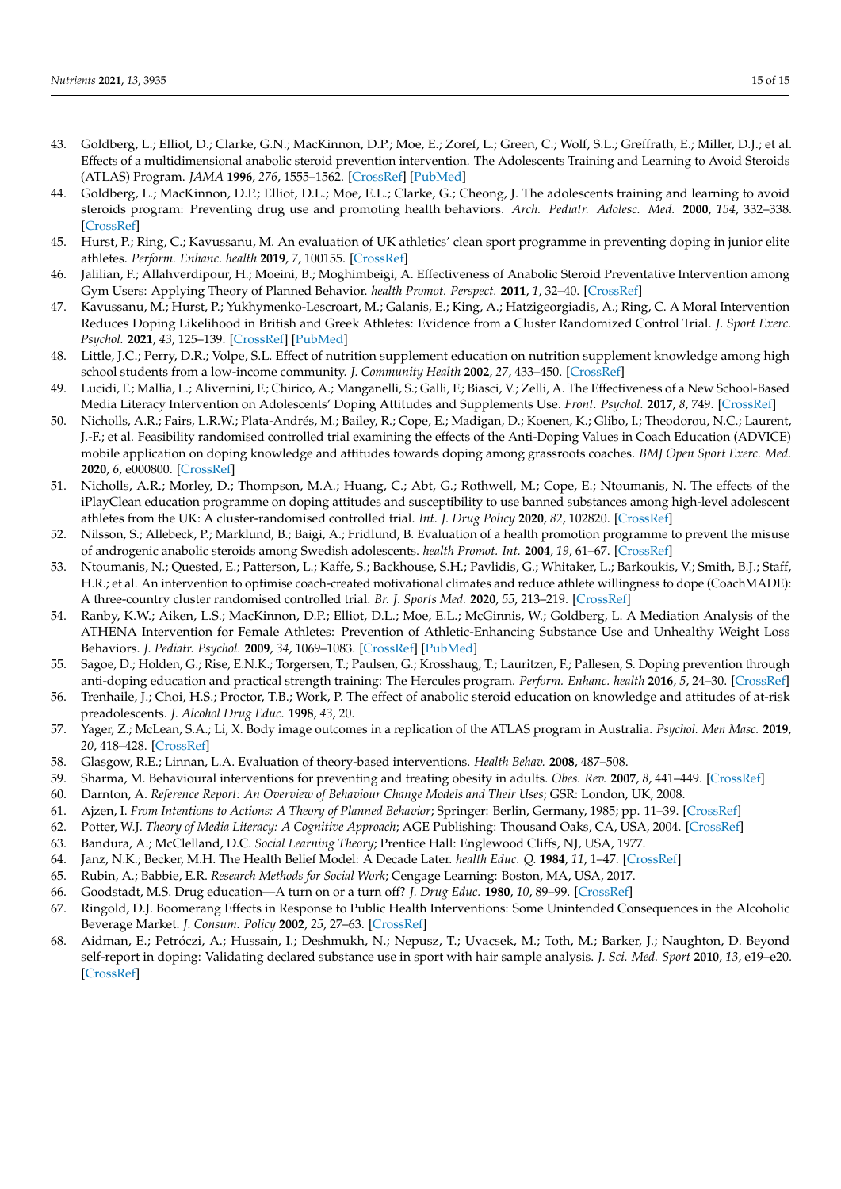43. Goldberg, L.; Elliot, D.; Clarke, G.N.; MacKinnon, D.P.; Moe, E.; Zoref, L.; Green, C.; Wolf, S.L.; Greffrath, E.; Miller, D.J.; et al. Effects of a multidimensional anabolic steroid prevention intervention. The Adolescents Training and Learning to Avoid Steroids (ATLAS) Program. *JAMA* **1996**, *276*, 1555–1562. [CrossRef] [PubMed]
44. Goldberg, L.; MacKinnon, D.P.; Elliot, D.L.; Moe, E.L.; Clarke, G.; Cheong, J. The adolescents training and learning to avoid steroids program: Preventing drug use and promoting health behaviors. *Arch. Pediatr. Adolesc. Med.* **2000**, *154*, 332–338. [CrossRef]
45. Hurst, P.; Ring, C.; Kavussanu, M. An evaluation of UK athletics' clean sport programme in preventing doping in junior elite athletes. *Perform. Enhanc. health* **2019**, *7*, 100155. [CrossRef]
46. Jalilian, F.; Allahverdipour, H.; Moeini, B.; Moghimbeigi, A. Effectiveness of Anabolic Steroid Preventative Intervention among Gym Users: Applying Theory of Planned Behavior. *health Promot. Perspect.* **2011**, *1*, 32–40. [CrossRef]
47. Kavussanu, M.; Hurst, P.; Yukhymenko-Lescroart, M.; Galanis, E.; King, A.; Hatzigeorgiadis, A.; Ring, C. A Moral Intervention Reduces Doping Likelihood in British and Greek Athletes: Evidence from a Cluster Randomized Control Trial. *J. Sport Exerc. Psychol.* **2021**, *43*, 125–139. [CrossRef] [PubMed]
48. Little, J.C.; Perry, D.R.; Volpe, S.L. Effect of nutrition supplement education on nutrition supplement knowledge among high school students from a low-income community. *J. Community Health* **2002**, *27*, 433–450. [CrossRef]
49. Lucidi, F.; Mallia, L.; Alivernini, F.; Chirico, A.; Manganelli, S.; Galli, F.; Biasci, V.; Zelli, A. The Effectiveness of a New School-Based Media Literacy Intervention on Adolescents' Doping Attitudes and Supplements Use. *Front. Psychol.* **2017**, *8*, 749. [CrossRef]
50. Nicholls, A.R.; Fairs, L.R.W.; Plata-Andrés, M.; Bailey, R.; Cope, E.; Madigan, D.; Koenen, K.; Glibo, I.; Theodorou, N.C.; Laurent, J.-F.; et al. Feasibility randomised controlled trial examining the effects of the Anti-Doping Values in Coach Education (ADVICE) mobile application on doping knowledge and attitudes towards doping among grassroots coaches. *BMJ Open Sport Exerc. Med.* **2020**, *6*, e000800. [CrossRef]
51. Nicholls, A.R.; Morley, D.; Thompson, M.A.; Huang, C.; Abt, G.; Rothwell, M.; Cope, E.; Ntoumanis, N. The effects of the iPlayClean education programme on doping attitudes and susceptibility to use banned substances among high-level adolescent athletes from the UK: A cluster-randomised controlled trial. *Int. J. Drug Policy* **2020**, *82*, 102820. [CrossRef]
52. Nilsson, S.; Allebeck, P.; Marklund, B.; Baigi, A.; Fridlund, B. Evaluation of a health promotion programme to prevent the misuse of androgenic anabolic steroids among Swedish adolescents. *health Promot. Int.* **2004**, *19*, 61–67. [CrossRef]
53. Ntoumanis, N.; Quested, E.; Patterson, L.; Kaffe, S.; Backhouse, S.H.; Pavlidis, G.; Whitaker, L.; Barkoukis, V.; Smith, B.J.; Staff, H.R.; et al. An intervention to optimise coach-created motivational climates and reduce athlete willingness to dope (CoachMADE): A three-country cluster randomised controlled trial. *Br. J. Sports Med.* **2020**, *55*, 213–219. [CrossRef]
54. Ranby, K.W.; Aiken, L.S.; MacKinnon, D.P.; Elliot, D.L.; Moe, E.L.; McGinnis, W.; Goldberg, L. A Mediation Analysis of the ATHENA Intervention for Female Athletes: Prevention of Athletic-Enhancing Substance Use and Unhealthy Weight Loss Behaviors. *J. Pediatr. Psychol.* **2009**, *34*, 1069–1083. [CrossRef] [PubMed]
55. Sagoe, D.; Holden, G.; Rise, E.N.K.; Torgersen, T.; Paulsen, G.; Krosshaug, T.; Lauritzen, F.; Pallesen, S. Doping prevention through anti-doping education and practical strength training: The Hercules program. *Perform. Enhanc. health* **2016**, *5*, 24–30. [CrossRef]
56. Trenhaile, J.; Choi, H.S.; Proctor, T.B.; Work, P. The effect of anabolic steroid education on knowledge and attitudes of at-risk preadolescents. *J. Alcohol Drug Educ.* **1998**, *43*, 20.
57. Yager, Z.; McLean, S.A.; Li, X. Body image outcomes in a replication of the ATLAS program in Australia. *Psychol. Men Masc.* **2019**, *20*, 418–428. [CrossRef]
58. Glasgow, R.E.; Linnan, L.A. Evaluation of theory-based interventions. *Health Behav.* **2008**, 487–508.
59. Sharma, M. Behavioural interventions for preventing and treating obesity in adults. *Obes. Rev.* **2007**, *8*, 441–449. [CrossRef]
60. Darnton, A. *Reference Report: An Overview of Behaviour Change Models and Their Uses*; GSR: London, UK, 2008.
61. Ajzen, I. *From Intentions to Actions: A Theory of Planned Behavior*; Springer: Berlin, Germany, 1985; pp. 11–39. [CrossRef]
62. Potter, W.J. *Theory of Media Literacy: A Cognitive Approach*; AGE Publishing: Thousand Oaks, CA, USA, 2004. [CrossRef]
63. Bandura, A.; McClelland, D.C. *Social Learning Theory*; Prentice Hall: Englewood Cliffs, NJ, USA, 1977.
64. Janz, N.K.; Becker, M.H. The Health Belief Model: A Decade Later. *health Educ. Q.* **1984**, *11*, 1–47. [CrossRef]
65. Rubin, A.; Babbie, E.R. *Research Methods for Social Work*; Cengage Learning: Boston, MA, USA, 2017.
66. Goodstadt, M.S. Drug education—A turn on or a turn off? *J. Drug Educ.* **1980**, *10*, 89–99. [CrossRef]
67. Ringold, D.J. Boomerang Effects in Response to Public Health Interventions: Some Unintended Consequences in the Alcoholic Beverage Market. *J. Consum. Policy* **2002**, *25*, 27–63. [CrossRef]
68. Aidman, E.; Petróczi, A.; Hussain, I.; Deshmukh, N.; Nepusz, T.; Uvacsek, M.; Toth, M.; Barker, J.; Naughton, D. Beyond self-report in doping: Validating declared substance use in sport with hair sample analysis. *J. Sci. Med. Sport* **2010**, *13*, e19–e20. [CrossRef]